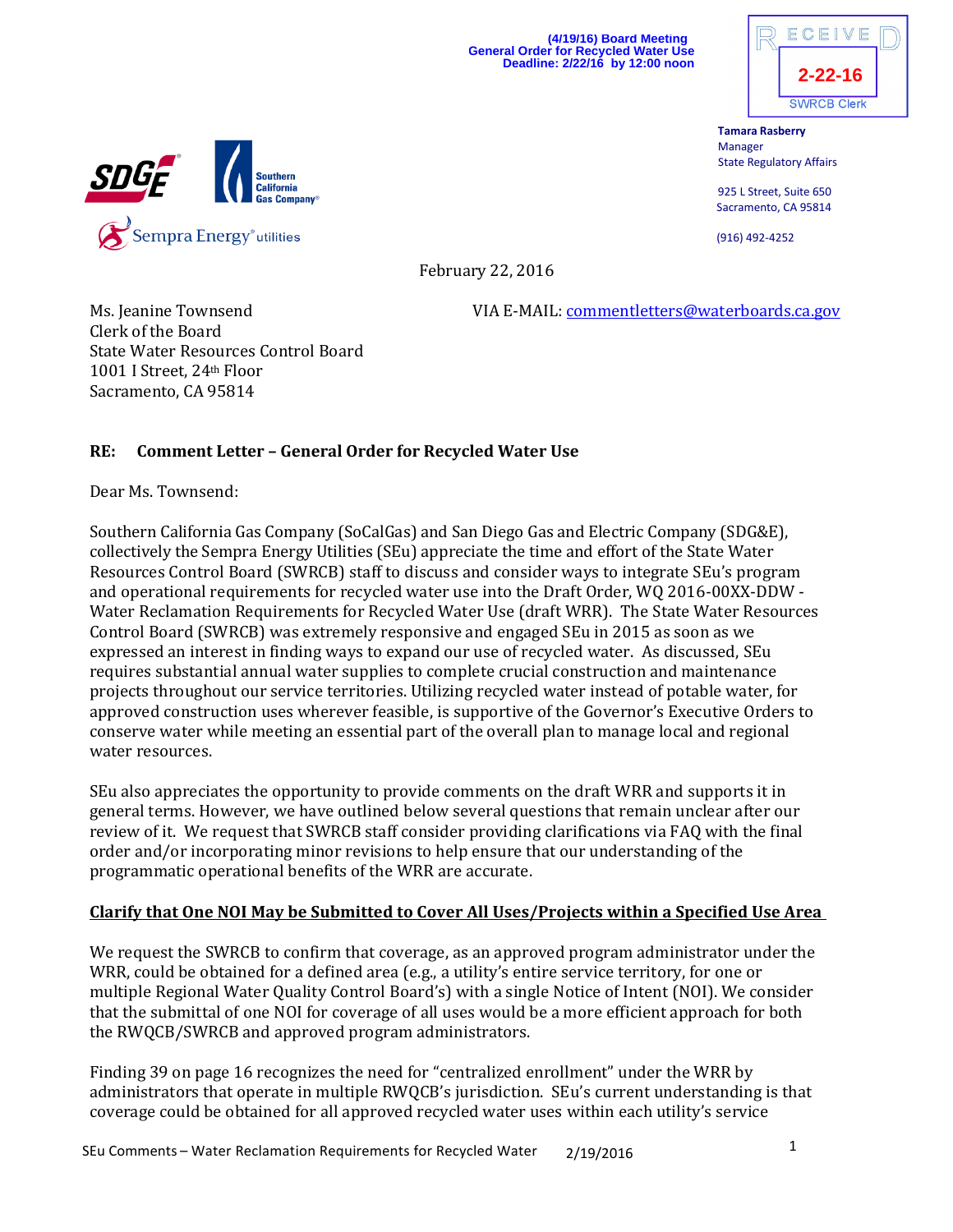(4/19/16) Board Meeting
General Order for Recycled Water Use
Deadline: 2/22/16 by 12:00 noon

RECEIVED
2-22-16
SWRCB Clerk

SDGE
Southern California Gas Company
Sempra Energy utilities

**Tamara Rasberry**
Manager
State Regulatory Affairs

925 L Street, Suite 650
Sacramento, CA 95814

(916) 492-4252

February 22, 2016

Ms. Jeanine Townsend
Clerk of the Board
State Water Resources Control Board
1001 I Street, 24th Floor
Sacramento, CA 95814

VIA E-MAIL: commentletters@waterboards.ca.gov

**RE: Comment Letter – General Order for Recycled Water Use**

Dear Ms. Townsend:

Southern California Gas Company (SoCalGas) and San Diego Gas and Electric Company (SDG&E), collectively the Sempra Energy Utilities (SEu) appreciate the time and effort of the State Water Resources Control Board (SWRCB) staff to discuss and consider ways to integrate SEu's program and operational requirements for recycled water use into the Draft Order, WQ 2016-00XX-DDW - Water Reclamation Requirements for Recycled Water Use (draft WRR). The State Water Resources Control Board (SWRCB) was extremely responsive and engaged SEu in 2015 as soon as we expressed an interest in finding ways to expand our use of recycled water. As discussed, SEu requires substantial annual water supplies to complete crucial construction and maintenance projects throughout our service territories. Utilizing recycled water instead of potable water, for approved construction uses wherever feasible, is supportive of the Governor's Executive Orders to conserve water while meeting an essential part of the overall plan to manage local and regional water resources.

SEu also appreciates the opportunity to provide comments on the draft WRR and supports it in general terms. However, we have outlined below several questions that remain unclear after our review of it. We request that SWRCB staff consider providing clarifications via FAQ with the final order and/or incorporating minor revisions to help ensure that our understanding of the programmatic operational benefits of the WRR are accurate.

**<u>Clarify that One NOI May be Submitted to Cover All Uses/Projects within a Specified Use Area</u>**

We request the SWRCB to confirm that coverage, as an approved program administrator under the WRR, could be obtained for a defined area (e.g., a utility's entire service territory, for one or multiple Regional Water Quality Control Board's) with a single Notice of Intent (NOI). We consider that the submittal of one NOI for coverage of all uses would be a more efficient approach for both the RWQCB/SWRCB and approved program administrators.

Finding 39 on page 16 recognizes the need for "centralized enrollment" under the WRR by administrators that operate in multiple RWQCB's jurisdiction. SEu's current understanding is that coverage could be obtained for all approved recycled water uses within each utility's service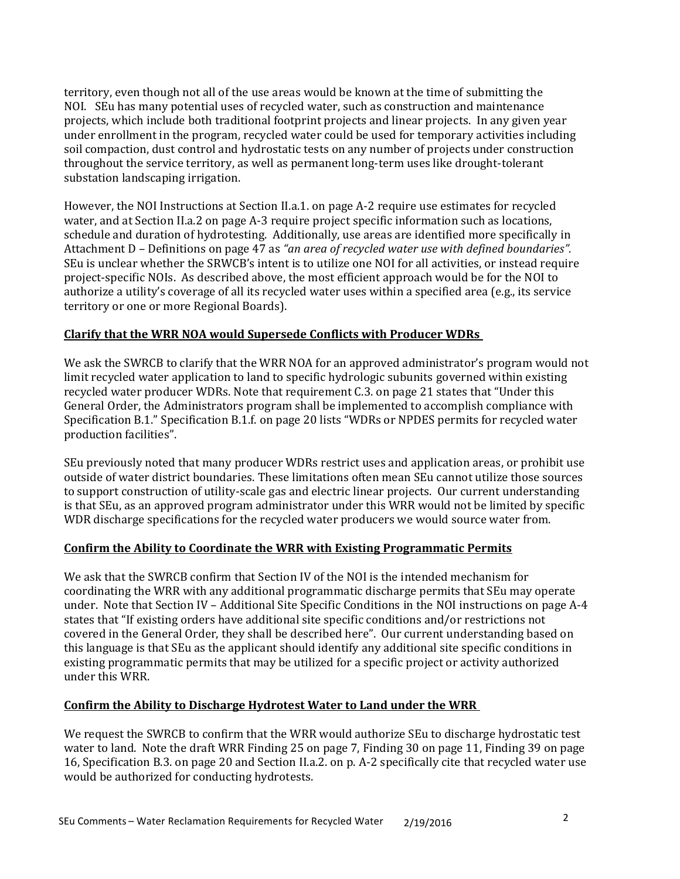territory, even though not all of the use areas would be known at the time of submitting the NOI. SEu has many potential uses of recycled water, such as construction and maintenance projects, which include both traditional footprint projects and linear projects. In any given year under enrollment in the program, recycled water could be used for temporary activities including soil compaction, dust control and hydrostatic tests on any number of projects under construction throughout the service territory, as well as permanent long-term uses like drought-tolerant substation landscaping irrigation.

However, the NOI Instructions at Section II.a.1. on page A-2 require use estimates for recycled water, and at Section II.a.2 on page A-3 require project specific information such as locations, schedule and duration of hydrotesting. Additionally, use areas are identified more specifically in Attachment D – Definitions on page 47 as *"an area of recycled water use with defined boundaries".* SEu is unclear whether the SRWCB's intent is to utilize one NOI for all activities, or instead require project-specific NOIs. As described above, the most efficient approach would be for the NOI to authorize a utility's coverage of all its recycled water uses within a specified area (e.g., its service territory or one or more Regional Boards).

**Clarify that the WRR NOA would Supersede Conflicts with Producer WDRs**

We ask the SWRCB to clarify that the WRR NOA for an approved administrator's program would not limit recycled water application to land to specific hydrologic subunits governed within existing recycled water producer WDRs. Note that requirement C.3. on page 21 states that "Under this General Order, the Administrators program shall be implemented to accomplish compliance with Specification B.1." Specification B.1.f. on page 20 lists "WDRs or NPDES permits for recycled water production facilities".

SEu previously noted that many producer WDRs restrict uses and application areas, or prohibit use outside of water district boundaries. These limitations often mean SEu cannot utilize those sources to support construction of utility-scale gas and electric linear projects. Our current understanding is that SEu, as an approved program administrator under this WRR would not be limited by specific WDR discharge specifications for the recycled water producers we would source water from.

**Confirm the Ability to Coordinate the WRR with Existing Programmatic Permits**

We ask that the SWRCB confirm that Section IV of the NOI is the intended mechanism for coordinating the WRR with any additional programmatic discharge permits that SEu may operate under. Note that Section IV – Additional Site Specific Conditions in the NOI instructions on page A-4 states that "If existing orders have additional site specific conditions and/or restrictions not covered in the General Order, they shall be described here". Our current understanding based on this language is that SEu as the applicant should identify any additional site specific conditions in existing programmatic permits that may be utilized for a specific project or activity authorized under this WRR.

**Confirm the Ability to Discharge Hydrotest Water to Land under the WRR**

We request the SWRCB to confirm that the WRR would authorize SEu to discharge hydrostatic test water to land. Note the draft WRR Finding 25 on page 7, Finding 30 on page 11, Finding 39 on page 16, Specification B.3. on page 20 and Section II.a.2. on p. A-2 specifically cite that recycled water use would be authorized for conducting hydrotests.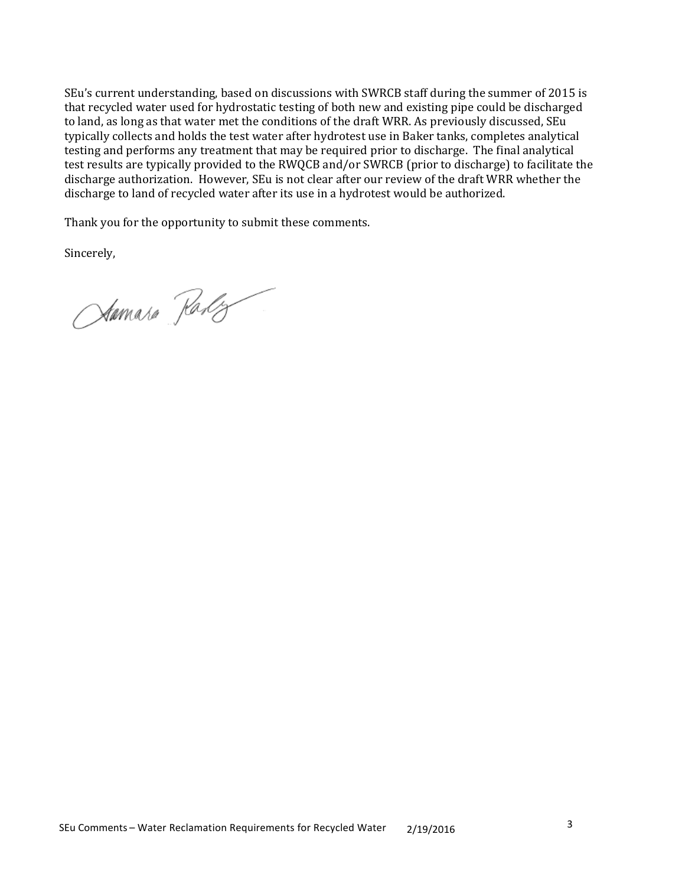SEu's current understanding, based on discussions with SWRCB staff during the summer of 2015 is that recycled water used for hydrostatic testing of both new and existing pipe could be discharged to land, as long as that water met the conditions of the draft WRR. As previously discussed, SEu typically collects and holds the test water after hydrotest use in Baker tanks, completes analytical testing and performs any treatment that may be required prior to discharge. The final analytical test results are typically provided to the RWQCB and/or SWRCB (prior to discharge) to facilitate the discharge authorization. However, SEu is not clear after our review of the draft WRR whether the discharge to land of recycled water after its use in a hydrotest would be authorized.

Thank you for the opportunity to submit these comments.

Sincerely,

Tamara Rasly